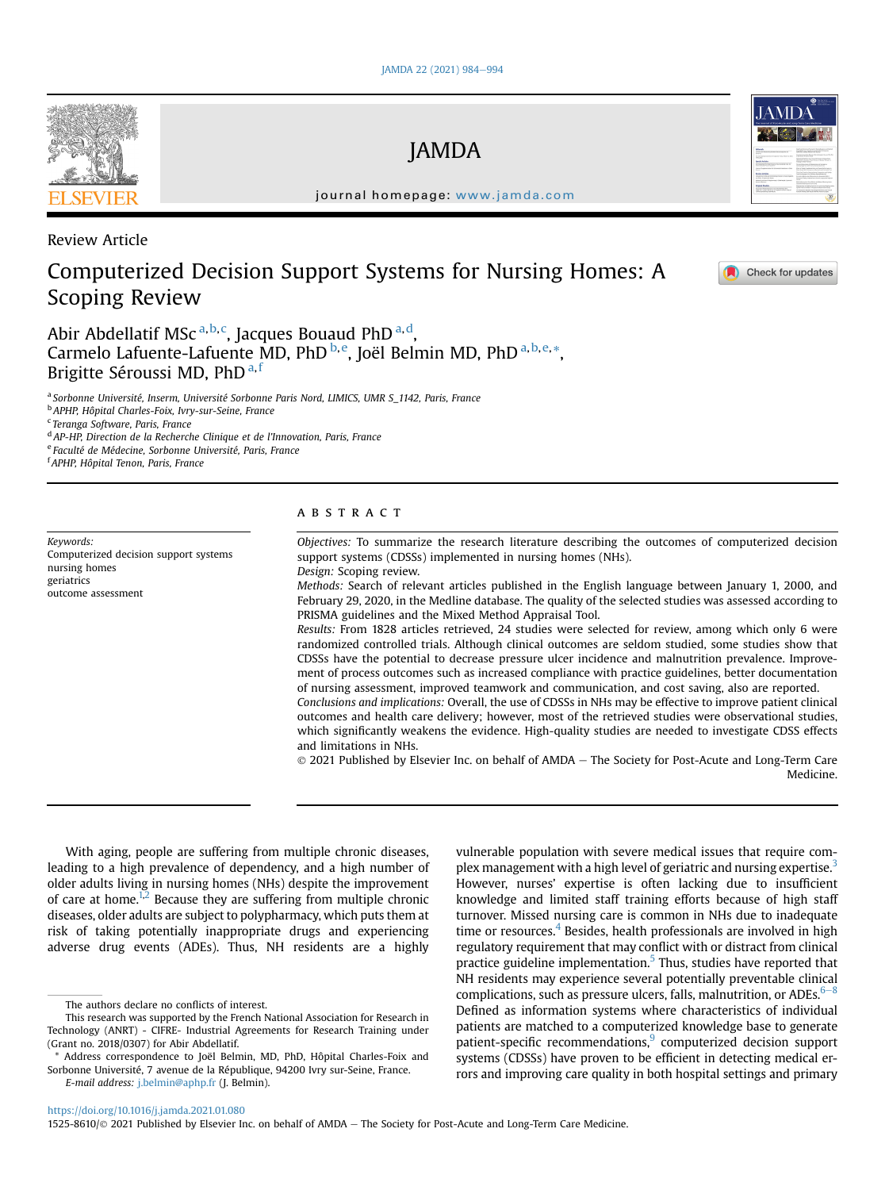Review Article

# Computerized Decision Support Systems for Nursing Homes: A Scoping Review

Abir Abdellatif MSc [a,b,c], Jacques Bouaud PhD [a,d], Carmelo Lafuente-Lafuente MD, PhD [b,e], Joël Belmin MD, PhD [a,b,e,*], Brigitte Séroussi MD, PhD [a,f]

[a] Sorbonne Université, Inserm, Université Sorbonne Paris Nord, LIMICS, UMR S_1142, Paris, France
[b] APHP, Hôpital Charles-Foix, Ivry-sur-Seine, France
[c] Teranga Software, Paris, France
[d] AP-HP, Direction de la Recherche Clinique et de l'Innovation, Paris, France
[e] Faculté de Médecine, Sorbonne Université, Paris, France
[f] APHP, Hôpital Tenon, Paris, France

*Keywords:*
Computerized decision support systems
nursing homes
geriatrics
outcome assessment

## ABSTRACT

*Objectives:* To summarize the research literature describing the outcomes of computerized decision support systems (CDSSs) implemented in nursing homes (NHs).

*Design:* Scoping review.

*Methods:* Search of relevant articles published in the English language between January 1, 2000, and February 29, 2020, in the Medline database. The quality of the selected studies was assessed according to PRISMA guidelines and the Mixed Method Appraisal Tool.

*Results:* From 1828 articles retrieved, 24 studies were selected for review, among which only 6 were randomized controlled trials. Although clinical outcomes are seldom studied, some studies show that CDSSs have the potential to decrease pressure ulcer incidence and malnutrition prevalence. Improvement of process outcomes such as increased compliance with practice guidelines, better documentation of nursing assessment, improved teamwork and communication, and cost saving, also are reported.

*Conclusions and implications:* Overall, the use of CDSSs in NHs may be effective to improve patient clinical outcomes and health care delivery; however, most of the retrieved studies were observational studies, which significantly weakens the evidence. High-quality studies are needed to investigate CDSS effects and limitations in NHs.

© 2021 Published by Elsevier Inc. on behalf of AMDA — The Society for Post-Acute and Long-Term Care Medicine.

With aging, people are suffering from multiple chronic diseases, leading to a high prevalence of dependency, and a high number of older adults living in nursing homes (NHs) despite the improvement of care at home.[1,2] Because they are suffering from multiple chronic diseases, older adults are subject to polypharmacy, which puts them at risk of taking potentially inappropriate drugs and experiencing adverse drug events (ADEs). Thus, NH residents are a highly vulnerable population with severe medical issues that require complex management with a high level of geriatric and nursing expertise.[3] However, nurses' expertise is often lacking due to insufficient knowledge and limited staff training efforts because of high staff turnover. Missed nursing care is common in NHs due to inadequate time or resources.[4] Besides, health professionals are involved in high regulatory requirement that may conflict with or distract from clinical practice guideline implementation.[5] Thus, studies have reported that NH residents may experience several potentially preventable clinical complications, such as pressure ulcers, falls, malnutrition, or ADEs.[6–8] Defined as information systems where characteristics of individual patients are matched to a computerized knowledge base to generate patient-specific recommendations,[9] computerized decision support systems (CDSSs) have proven to be efficient in detecting medical errors and improving care quality in both hospital settings and primary

The authors declare no conflicts of interest.

This research was supported by the French National Association for Research in Technology (ANRT) - CIFRE- Industrial Agreements for Research Training under (Grant no. 2018/0307) for Abir Abdellatif.

\* Address correspondence to Joël Belmin, MD, PhD, Hôpital Charles-Foix and Sorbonne Université, 7 avenue de la République, 94200 Ivry sur-Seine, France.

*E-mail address:* j.belmin@aphp.fr (J. Belmin).

https://doi.org/10.1016/j.jamda.2021.01.080

1525-8610/© 2021 Published by Elsevier Inc. on behalf of AMDA — The Society for Post-Acute and Long-Term Care Medicine.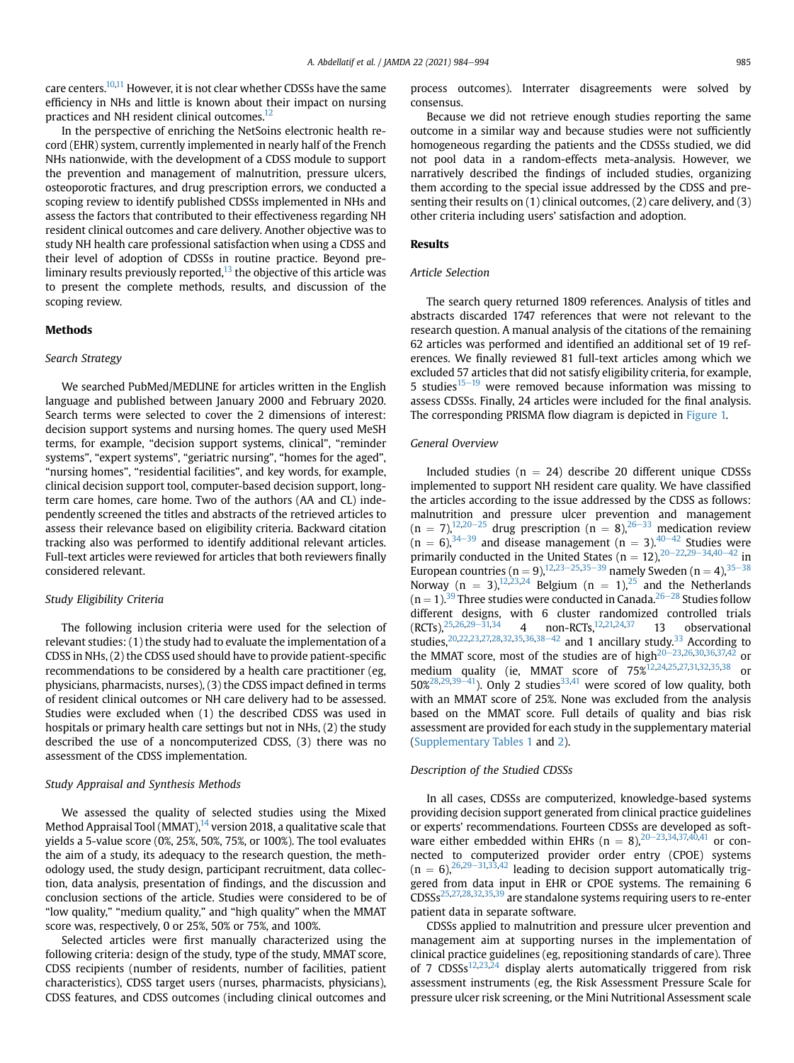care centers.[10,11] However, it is not clear whether CDSSs have the same efficiency in NHs and little is known about their impact on nursing practices and NH resident clinical outcomes.[12]

In the perspective of enriching the NetSoins electronic health record (EHR) system, currently implemented in nearly half of the French NHs nationwide, with the development of a CDSS module to support the prevention and management of malnutrition, pressure ulcers, osteoporotic fractures, and drug prescription errors, we conducted a scoping review to identify published CDSSs implemented in NHs and assess the factors that contributed to their effectiveness regarding NH resident clinical outcomes and care delivery. Another objective was to study NH health care professional satisfaction when using a CDSS and their level of adoption of CDSSs in routine practice. Beyond preliminary results previously reported,[13] the objective of this article was to present the complete methods, results, and discussion of the scoping review.

## Methods

### Search Strategy

We searched PubMed/MEDLINE for articles written in the English language and published between January 2000 and February 2020. Search terms were selected to cover the 2 dimensions of interest: decision support systems and nursing homes. The query used MeSH terms, for example, "decision support systems, clinical", "reminder systems", "expert systems", "geriatric nursing", "homes for the aged", "nursing homes", "residential facilities", and key words, for example, clinical decision support tool, computer-based decision support, long-term care homes, care home. Two of the authors (AA and CL) independently screened the titles and abstracts of the retrieved articles to assess their relevance based on eligibility criteria. Backward citation tracking also was performed to identify additional relevant articles. Full-text articles were reviewed for articles that both reviewers finally considered relevant.

### Study Eligibility Criteria

The following inclusion criteria were used for the selection of relevant studies: (1) the study had to evaluate the implementation of a CDSS in NHs, (2) the CDSS used should have to provide patient-specific recommendations to be considered by a health care practitioner (eg, physicians, pharmacists, nurses), (3) the CDSS impact defined in terms of resident clinical outcomes or NH care delivery had to be assessed. Studies were excluded when (1) the described CDSS was used in hospitals or primary health care settings but not in NHs, (2) the study described the use of a noncomputerized CDSS, (3) there was no assessment of the CDSS implementation.

### Study Appraisal and Synthesis Methods

We assessed the quality of selected studies using the Mixed Method Appraisal Tool (MMAT),[14] version 2018, a qualitative scale that yields a 5-value score (0%, 25%, 50%, 75%, or 100%). The tool evaluates the aim of a study, its adequacy to the research question, the methodology used, the study design, participant recruitment, data collection, data analysis, presentation of findings, and the discussion and conclusion sections of the article. Studies were considered to be of "low quality," "medium quality," and "high quality" when the MMAT score was, respectively, 0 or 25%, 50% or 75%, and 100%.

Selected articles were first manually characterized using the following criteria: design of the study, type of the study, MMAT score, CDSS recipients (number of residents, number of facilities, patient characteristics), CDSS target users (nurses, pharmacists, physicians), CDSS features, and CDSS outcomes (including clinical outcomes and process outcomes). Interrater disagreements were solved by consensus.

Because we did not retrieve enough studies reporting the same outcome in a similar way and because studies were not sufficiently homogeneous regarding the patients and the CDSSs studied, we did not pool data in a random-effects meta-analysis. However, we narratively described the findings of included studies, organizing them according to the special issue addressed by the CDSS and presenting their results on (1) clinical outcomes, (2) care delivery, and (3) other criteria including users' satisfaction and adoption.

## Results

### Article Selection

The search query returned 1809 references. Analysis of titles and abstracts discarded 1747 references that were not relevant to the research question. A manual analysis of the citations of the remaining 62 articles was performed and identified an additional set of 19 references. We finally reviewed 81 full-text articles among which we excluded 57 articles that did not satisfy eligibility criteria, for example, 5 studies[15–19] were removed because information was missing to assess CDSSs. Finally, 24 articles were included for the final analysis. The corresponding PRISMA flow diagram is depicted in Figure 1.

### General Overview

Included studies (n = 24) describe 20 different unique CDSSs implemented to support NH resident care quality. We have classified the articles according to the issue addressed by the CDSS as follows: malnutrition and pressure ulcer prevention and management (n = 7),[12,20–25] drug prescription (n = 8),[26–33] medication review (n = 6),[34–39] and disease management (n = 3).[40–42] Studies were primarily conducted in the United States (n = 12),[20–22,29–34,40–42] in European countries (n = 9),[12,23–25,35–39] namely Sweden (n = 4),[35–38] Norway (n = 3),[12,23,24] Belgium (n = 1),[25] and the Netherlands (n = 1).[39] Three studies were conducted in Canada.[26–28] Studies follow different designs, with 6 cluster randomized controlled trials (RCTs),[25,26,29–31,34] 4 non-RCTs,[12,21,24,37] 13 observational studies,[20,22,23,27,28,32,35,36,38–42] and 1 ancillary study.[33] According to the MMAT score, most of the studies are of high[20–23,26,30,36,37,42] or medium quality (ie, MMAT score of 75%[12,24,25,27,31,32,35,38] or 50%[28,29,39–41]). Only 2 studies[33,41] were scored of low quality, both with an MMAT score of 25%. None was excluded from the analysis based on the MMAT score. Full details of quality and bias risk assessment are provided for each study in the supplementary material (Supplementary Tables 1 and 2).

### Description of the Studied CDSSs

In all cases, CDSSs are computerized, knowledge-based systems providing decision support generated from clinical practice guidelines or experts' recommendations. Fourteen CDSSs are developed as software either embedded within EHRs (n = 8),[20–23,37,40,41] or connected to computerized provider order entry (CPOE) systems (n = 6),[26,29–31,33,42] leading to decision support automatically triggered from data input in EHR or CPOE systems. The remaining 6 CDSSs[25,27,28,32,35,39] are standalone systems requiring users to re-enter patient data in separate software.

CDSSs applied to malnutrition and pressure ulcer prevention and management aim at supporting nurses in the implementation of clinical practice guidelines (eg, repositioning standards of care). Three of 7 CDSSs[12,23,24] display alerts automatically triggered from risk assessment instruments (eg, the Risk Assessment Pressure Scale for pressure ulcer risk screening, or the Mini Nutritional Assessment scale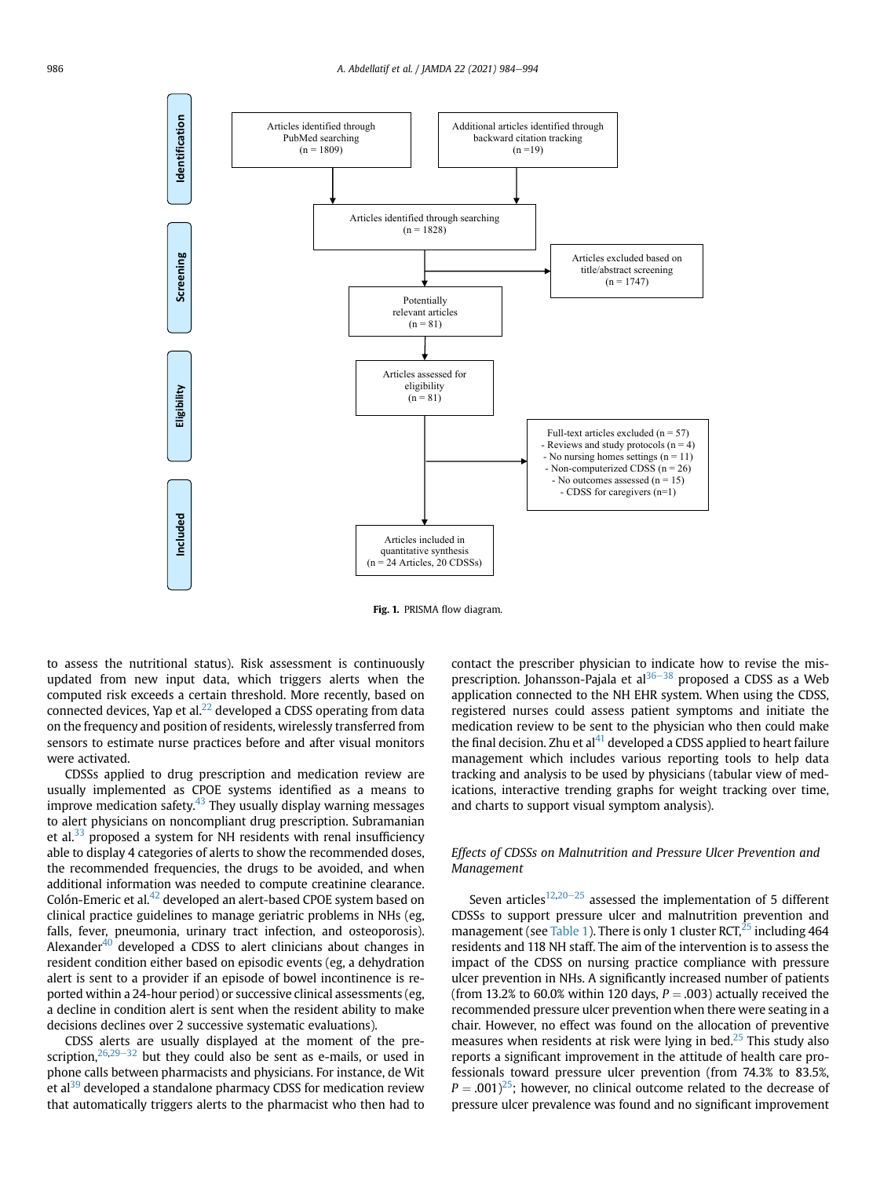Identification

Articles identified through PubMed searching (n = 1809)

Additional articles identified through backward citation tracking (n =19)

Articles identified through searching (n = 1828)

Screening

Articles excluded based on title/abstract screening (n = 1747)

Potentially relevant articles (n = 81)

Eligibility

Articles assessed for eligibility (n = 81)

Full-text articles excluded (n = 57)
- Reviews and study protocols (n = 4)
- No nursing homes settings (n = 11)
- Non-computerized CDSS (n = 26)
- No outcomes assessed (n = 15)
- CDSS for caregivers (n=1)

Included

Articles included in quantitative synthesis (n = 24 Articles, 20 CDSSs)

**Fig. 1.** PRISMA flow diagram.

to assess the nutritional status). Risk assessment is continuously updated from new input data, which triggers alerts when the computed risk exceeds a certain threshold. More recently, based on connected devices, Yap et al.[22] developed a CDSS operating from data on the frequency and position of residents, wirelessly transferred from sensors to estimate nurse practices before and after visual monitors were activated.

CDSSs applied to drug prescription and medication review are usually implemented as CPOE systems identified as a means to improve medication safety.[43] They usually display warning messages to alert physicians on noncompliant drug prescription. Subramanian et al.[33] proposed a system for NH residents with renal insufficiency able to display 4 categories of alerts to show the recommended doses, the recommended frequencies, the drugs to be avoided, and when additional information was needed to compute creatinine clearance. Colón-Emeric et al.[42] developed an alert-based CPOE system based on clinical practice guidelines to manage geriatric problems in NHs (eg, falls, fever, pneumonia, urinary tract infection, and osteoporosis). Alexander[40] developed a CDSS to alert clinicians about changes in resident condition either based on episodic events (eg, a dehydration alert is sent to a provider if an episode of bowel incontinence is reported within a 24-hour period) or successive clinical assessments (eg, a decline in condition alert is sent when the resident ability to make decisions declines over 2 successive systematic evaluations).

CDSS alerts are usually displayed at the moment of the prescription,[26,29–32] but they could also be sent as e-mails, or used in phone calls between pharmacists and physicians. For instance, de Wit et al[39] developed a standalone pharmacy CDSS for medication review that automatically triggers alerts to the pharmacist who then had to contact the prescriber physician to indicate how to revise the misprescription. Johansson-Pajala et al[36–38] proposed a CDSS as a Web application connected to the NH EHR system. When using the CDSS, registered nurses could assess patient symptoms and initiate the medication review to be sent to the physician who then could make the final decision. Zhu et al[41] developed a CDSS applied to heart failure management which includes various reporting tools to help data tracking and analysis to be used by physicians (tabular view of medications, interactive trending graphs for weight tracking over time, and charts to support visual symptom analysis).

### *Effects of CDSSs on Malnutrition and Pressure Ulcer Prevention and Management*

Seven articles[12,20–25] assessed the implementation of 5 different CDSSs to support pressure ulcer and malnutrition prevention and management (see Table 1). There is only 1 cluster RCT,[25] including 464 residents and 118 NH staff. The aim of the intervention is to assess the impact of the CDSS on nursing practice compliance with pressure ulcer prevention in NHs. A significantly increased number of patients (from 13.2% to 60.0% within 120 days, $P = .003$) actually received the recommended pressure ulcer prevention when there were seating in a chair. However, no effect was found on the allocation of preventive measures when residents at risk were lying in bed.[25] This study also reports a significant improvement in the attitude of health care professionals toward pressure ulcer prevention (from 74.3% to 83.5%, $P = .001$)[25]; however, no clinical outcome related to the decrease of pressure ulcer prevalence was found and no significant improvement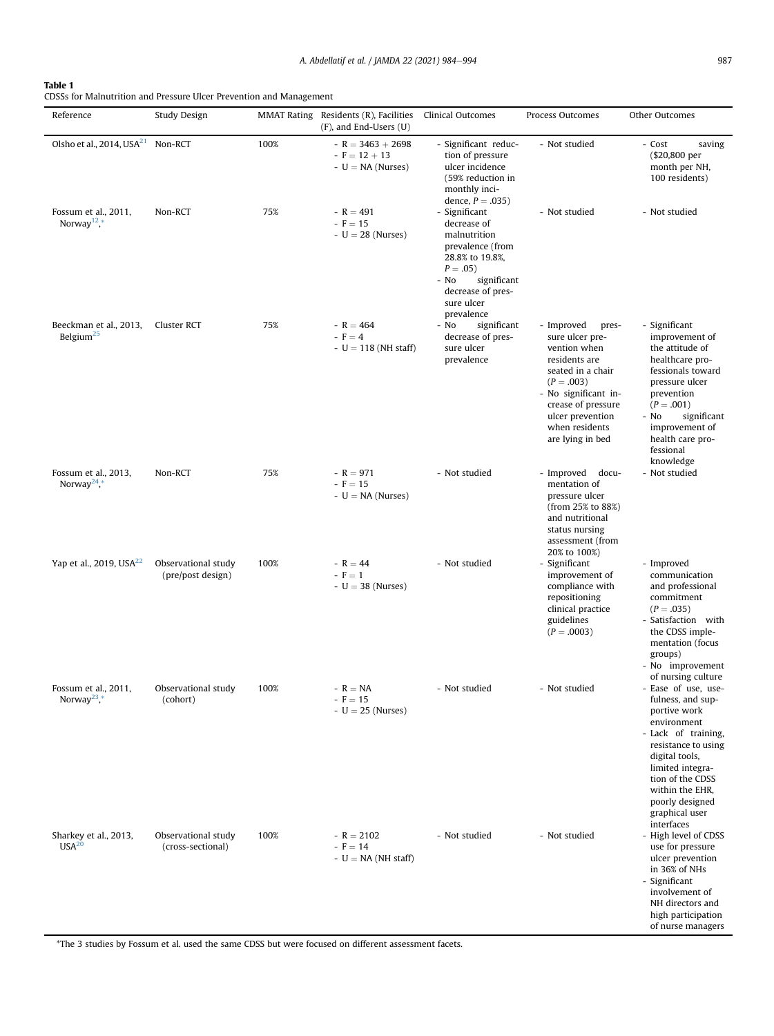**Table 1**
CDSSs for Malnutrition and Pressure Ulcer Prevention and Management

| Reference | Study Design | MMAT Rating | Residents (R), Facilities (F), and End-Users (U) | Clinical Outcomes | Process Outcomes | Other Outcomes |
|---|---|---|---|---|---|---|
| Olsho et al., 2014, USA[21] | Non-RCT | 100% | - R = 3463 + 2698<br>- F = 12 + 13<br>- U = NA (Nurses) | - Significant reduction of pressure ulcer incidence (59% reduction in monthly incidence, $P = .035$) | - Not studied | - Cost saving ($20,800 per month per NH, 100 residents) |
| Fossum et al., 2011, Norway[12,*] | Non-RCT | 75% | - R = 491<br>- F = 15<br>- U = 28 (Nurses) | - Significant decrease of malnutrition prevalence (from 28.8% to 19.8%, $P = .05$)<br>- No significant decrease of pressure ulcer prevalence | - Not studied | - Not studied |
| Beeckman et al., 2013, Belgium[25] | Cluster RCT | 75% | - R = 464<br>- F = 4<br>- U = 118 (NH staff) | - No significant decrease of pressure ulcer prevalence | - Improved pressure ulcer prevention when residents are seated in a chair ($P = .003$)<br>- No significant increase of pressure ulcer prevention when residents are lying in bed | - Significant improvement of the attitude of healthcare professionals toward pressure ulcer prevention ($P = .001$)<br>- No significant improvement of health care professional knowledge |
| Fossum et al., 2013, Norway[24,*] | Non-RCT | 75% | - R = 971<br>- F = 15<br>- U = NA (Nurses) | - Not studied | - Improved documentation of pressure ulcer (from 25% to 88%) and nutritional status nursing assessment (from 20% to 100%) | - Not studied |
| Yap et al., 2019, USA[22] | Observational study (pre/post design) | 100% | - R = 44<br>- F = 1<br>- U = 38 (Nurses) | - Not studied | - Significant improvement of compliance with repositioning clinical practice guidelines ($P = .0003$) | - Improved communication and professional commitment ($P = .035$)<br>- Satisfaction with the CDSS implementation (focus groups)<br>- No improvement of nursing culture |
| Fossum et al., 2011, Norway[23,*] | Observational study (cohort) | 100% | - R = NA<br>- F = 15<br>- U = 25 (Nurses) | - Not studied | - Not studied | - Ease of use, usefulness, and supportive work environment<br>- Lack of training, resistance to using digital tools, limited integration of the CDSS within the EHR, poorly designed graphical user interfaces |
| Sharkey et al., 2013, USA[20] | Observational study (cross-sectional) | 100% | - R = 2102<br>- F = 14<br>- U = NA (NH staff) | - Not studied | - Not studied | - High level of CDSS use for pressure ulcer prevention in 36% of NHs<br>- Significant involvement of NH directors and high participation of nurse managers |

*The 3 studies by Fossum et al. used the same CDSS but were focused on different assessment facets.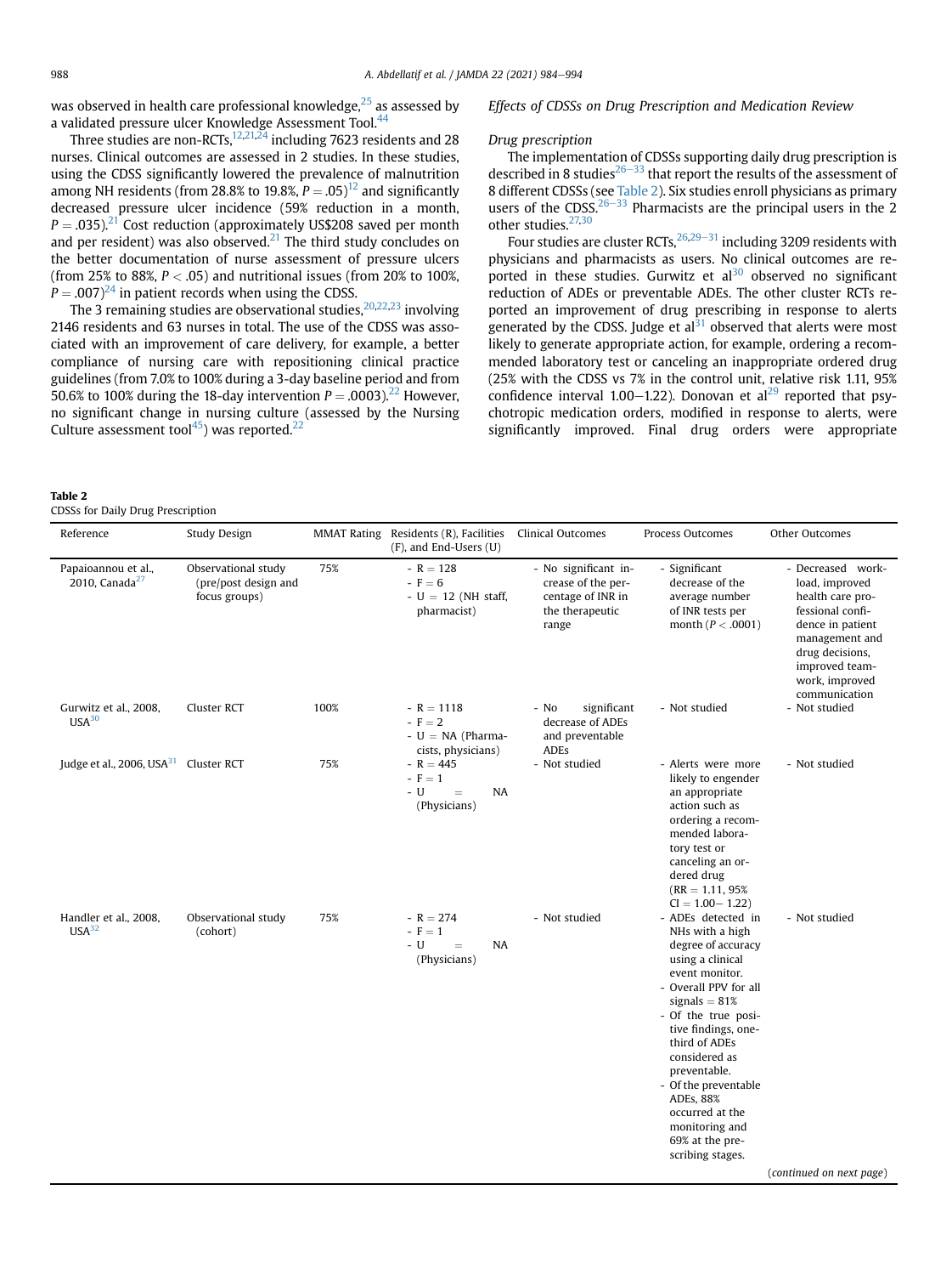was observed in health care professional knowledge,[25] as assessed by a validated pressure ulcer Knowledge Assessment Tool.[44]

Three studies are non-RCTs,[12,21,24] including 7623 residents and 28 nurses. Clinical outcomes are assessed in 2 studies. In these studies, using the CDSS significantly lowered the prevalence of malnutrition among NH residents (from 28.8% to 19.8%, $P = .05$)[12] and significantly decreased pressure ulcer incidence (59% reduction in a month, $P = .035$).[21] Cost reduction (approximately US$208 saved per month and per resident) was also observed.[21] The third study concludes on the better documentation of nurse assessment of pressure ulcers (from 25% to 88%, $P < .05$) and nutritional issues (from 20% to 100%, $P = .007$)[24] in patient records when using the CDSS.

The 3 remaining studies are observational studies,[20,22,23] involving 2146 residents and 63 nurses in total. The use of the CDSS was associated with an improvement of care delivery, for example, a better compliance of nursing care with repositioning clinical practice guidelines (from 7.0% to 100% during a 3-day baseline period and from 50.6% to 100% during the 18-day intervention $P = .0003$).[22] However, no significant change in nursing culture (assessed by the Nursing Culture assessment tool[45]) was reported.[22]

### Effects of CDSSs on Drug Prescription and Medication Review

#### Drug prescription

The implementation of CDSSs supporting daily drug prescription is described in 8 studies[26–33] that report the results of the assessment of 8 different CDSSs (see Table 2). Six studies enroll physicians as primary users of the CDSS.[26–33] Pharmacists are the principal users in the 2 other studies.[27,30]

Four studies are cluster RCTs,[26,29–31] including 3209 residents with physicians and pharmacists as users. No clinical outcomes are reported in these studies. Gurwitz et al[30] observed no significant reduction of ADEs or preventable ADEs. The other cluster RCTs reported an improvement of drug prescribing in response to alerts generated by the CDSS. Judge et al[31] observed that alerts were most likely to generate appropriate action, for example, ordering a recommended laboratory test or canceling an inappropriate ordered drug (25% with the CDSS vs 7% in the control unit, relative risk 1.11, 95% confidence interval 1.00–1.22). Donovan et al[29] reported that psychotropic medication orders, modified in response to alerts, were significantly improved. Final drug orders were appropriate

**Table 2**
CDSSs for Daily Drug Prescription

| Reference | Study Design | MMAT Rating | Residents (R), Facilities (F), and End-Users (U) | Clinical Outcomes | Process Outcomes | Other Outcomes |
|---|---|---|---|---|---|---|
| Papaioannou et al., 2010, Canada[27] | Observational study (pre/post design and focus groups) | 75% | - R = 128<br>- F = 6<br>- U = 12 (NH staff, pharmacist) | - No significant increase of the percentage of INR in the therapeutic range | - Significant decrease of the average number of INR tests per month ($P < .0001$) | - Decreased workload, improved health care professional confidence in patient management and drug decisions, improved teamwork, improved communication |
| Gurwitz et al., 2008, USA[30] | Cluster RCT | 100% | - R = 1118<br>- F = 2<br>- U = NA (Pharmacists, physicians) | - No significant decrease of ADEs and preventable ADEs | - Not studied | - Not studied |
| Judge et al., 2006, USA[31] | Cluster RCT | 75% | - R = 445<br>- F = 1<br>- U = NA (Physicians) | - Not studied | - Alerts were more likely to engender an appropriate action such as ordering a recommended laboratory test or canceling an ordered drug (RR = 1.11, 95% CI = 1.00– 1.22) | - Not studied |
| Handler et al., 2008, USA[32] | Observational study (cohort) | 75% | - R = 274<br>- F = 1<br>- U = NA (Physicians) | - Not studied | - ADEs detected in NHs with a high degree of accuracy using a clinical event monitor.<br>- Overall PPV for all signals = 81%<br>- Of the true positive findings, one-third of ADEs considered as preventable.<br>- Of the preventable ADEs, 88% occurred at the monitoring and 69% at the prescribing stages. | - Not studied |

(continued on next page)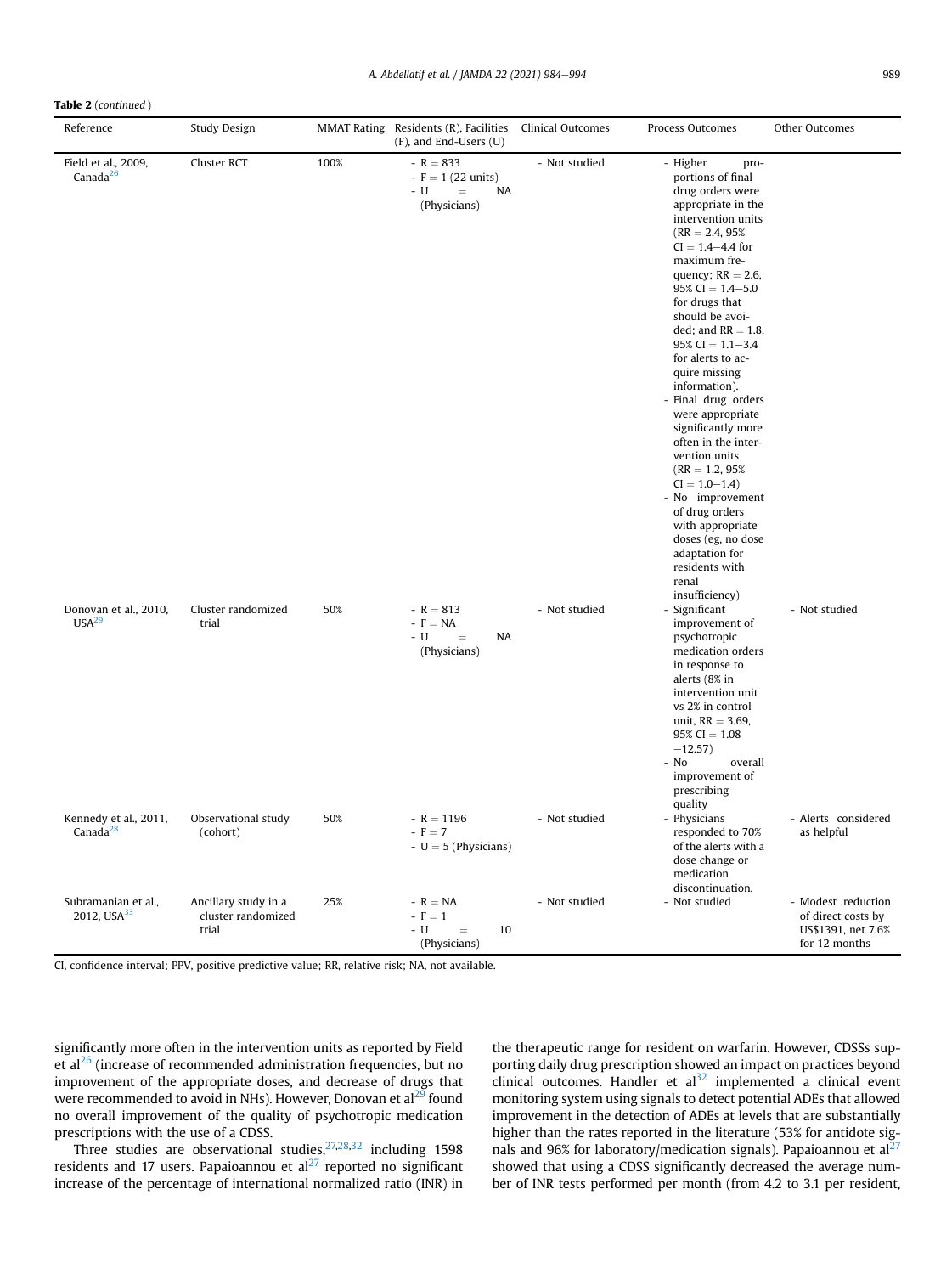**Table 2** (*continued*)

| Reference | Study Design | MMAT Rating | Residents (R), Facilities (F), and End-Users (U) | Clinical Outcomes | Process Outcomes | Other Outcomes |
|---|---|---|---|---|---|---|
| Field et al., 2009, Canada[26] | Cluster RCT | 100% | - R = 833<br>- F = 1 (22 units)<br>- U = NA (Physicians) | - Not studied | - Higher proportions of final drug orders were appropriate in the intervention units (RR = 2.4, 95% CI = 1.4−4.4 for maximum frequency; RR = 2.6, 95% CI = 1.4−5.0 for drugs that should be avoided; and RR = 1.8, 95% CI = 1.1−3.4 for alerts to acquire missing information).<br>- Final drug orders were appropriate significantly more often in the intervention units (RR = 1.2, 95% CI = 1.0−1.4)<br>- No improvement of drug orders with appropriate doses (eg, no dose adaptation for residents with renal insufficiency) | |
| Donovan et al., 2010, USA[29] | Cluster randomized trial | 50% | - R = 813<br>- F = NA<br>- U = NA (Physicians) | - Not studied | - Significant improvement of psychotropic medication orders in response to alerts (8% in intervention unit vs 2% in control unit, RR = 3.69, 95% CI = 1.08 −12.57)<br>- No overall improvement of prescribing quality | - Not studied |
| Kennedy et al., 2011, Canada[28] | Observational study (cohort) | 50% | - R = 1196<br>- F = 7<br>- U = 5 (Physicians) | - Not studied | - Physicians responded to 70% of the alerts with a dose change or medication discontinuation. | - Alerts considered as helpful |
| Subramanian et al., 2012, USA[33] | Ancillary study in a cluster randomized trial | 25% | - R = NA<br>- F = 1<br>- U = 10 (Physicians) | - Not studied | - Not studied | - Modest reduction of direct costs by US$1391, net 7.6% for 12 months |

CI, confidence interval; PPV, positive predictive value; RR, relative risk; NA, not available.

significantly more often in the intervention units as reported by Field et al[26] (increase of recommended administration frequencies, but no improvement of the appropriate doses, and decrease of drugs that were recommended to avoid in NHs). However, Donovan et al[29] found no overall improvement of the quality of psychotropic medication prescriptions with the use of a CDSS.

Three studies are observational studies,[27,28,32] including 1598 residents and 17 users. Papaioannou et al[27] reported no significant increase of the percentage of international normalized ratio (INR) in the therapeutic range for resident on warfarin. However, CDSSs supporting daily drug prescription showed an impact on practices beyond clinical outcomes. Handler et al[32] implemented a clinical event monitoring system using signals to detect potential ADEs that allowed improvement in the detection of ADEs at levels that are substantially higher than the rates reported in the literature (53% for antidote signals and 96% for laboratory/medication signals). Papaioannou et al[27] showed that using a CDSS significantly decreased the average number of INR tests performed per month (from 4.2 to 3.1 per resident,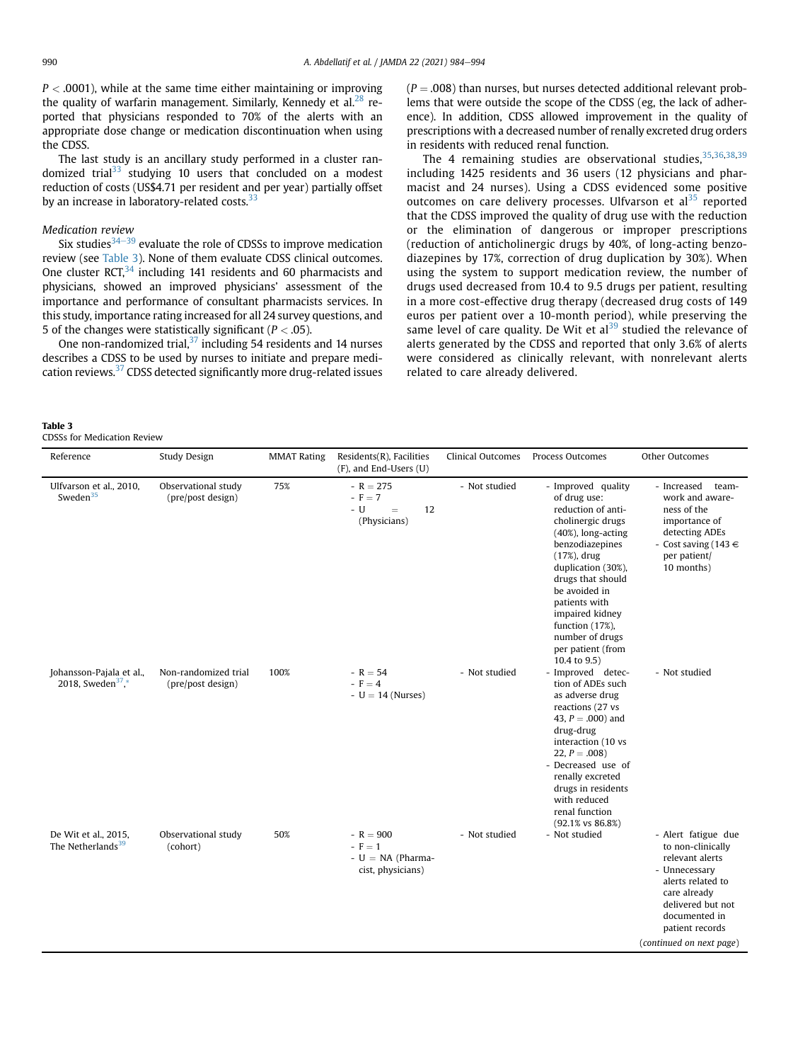$P < .0001$), while at the same time either maintaining or improving the quality of warfarin management. Similarly, Kennedy et al.[28] reported that physicians responded to 70% of the alerts with an appropriate dose change or medication discontinuation when using the CDSS.

The last study is an ancillary study performed in a cluster randomized trial[33] studying 10 users that concluded on a modest reduction of costs (US$4.71 per resident and per year) partially offset by an increase in laboratory-related costs.[33]

*Medication review*

Six studies[34–39] evaluate the role of CDSSs to improve medication review (see Table 3). None of them evaluate CDSS clinical outcomes. One cluster RCT,[34] including 141 residents and 60 pharmacists and physicians, showed an improved physicians' assessment of the importance and performance of consultant pharmacists services. In this study, importance rating increased for all 24 survey questions, and 5 of the changes were statistically significant ($P < .05$).

One non-randomized trial,[37] including 54 residents and 14 nurses describes a CDSS to be used by nurses to initiate and prepare medication reviews.[37] CDSS detected significantly more drug-related issues ($P = .008$) than nurses, but nurses detected additional relevant problems that were outside the scope of the CDSS (eg, the lack of adherence). In addition, CDSS allowed improvement in the quality of prescriptions with a decreased number of renally excreted drug orders in residents with reduced renal function.

The 4 remaining studies are observational studies,[35,36,38,39] including 1425 residents and 36 users (12 physicians and pharmacist and 24 nurses). Using a CDSS evidenced some positive outcomes on care delivery processes. Ulfvarson et al[35] reported that the CDSS improved the quality of drug use with the reduction or the elimination of dangerous or improper prescriptions (reduction of anticholinergic drugs by 40%, of long-acting benzodiazepines by 17%, correction of drug duplication by 30%). When using the system to support medication review, the number of drugs used decreased from 10.4 to 9.5 drugs per patient, resulting in a more cost-effective drug therapy (decreased drug costs of 149 euros per patient over a 10-month period), while preserving the same level of care quality. De Wit et al[39] studied the relevance of alerts generated by the CDSS and reported that only 3.6% of alerts were considered as clinically relevant, with nonrelevant alerts related to care already delivered.

**Table 3**
CDSSs for Medication Review

| Reference | Study Design | MMAT Rating | Residents(R), Facilities (F), and End-Users (U) | Clinical Outcomes | Process Outcomes | Other Outcomes |
|---|---|---|---|---|---|---|
| Ulfvarson et al., 2010, Sweden[35] | Observational study (pre/post design) | 75% | - R = 275<br>- F = 7<br>- U = 12 (Physicians) | - Not studied | - Improved quality of drug use: reduction of anti-cholinergic drugs (40%), long-acting benzodiazepines (17%), drug duplication (30%), drugs that should be avoided in patients with impaired kidney function (17%), number of drugs per patient (from 10.4 to 9.5) | - Increased team-work and awareness of the importance of detecting ADEs<br>- Cost saving (143 € per patient/ 10 months) |
| Johansson-Pajala et al., 2018, Sweden[37,*] | Non-randomized trial (pre/post design) | 100% | - R = 54<br>- F = 4<br>- U = 14 (Nurses) | - Not studied | - Improved detection of ADEs such as adverse drug reactions (27 vs 43, $P = .000$) and drug-drug interaction (10 vs 22, $P = .008$)<br>- Decreased use of renally excreted drugs in residents with reduced renal function (92.1% vs 86.8%) | - Not studied |
| De Wit et al., 2015, The Netherlands[39] | Observational study (cohort) | 50% | - R = 900<br>- F = 1<br>- U = NA (Pharmacist, physicians) | - Not studied | - Not studied | - Alert fatigue due to non-clinically relevant alerts<br>- Unnecessary alerts related to care already delivered but not documented in patient records |

(*continued on next page*)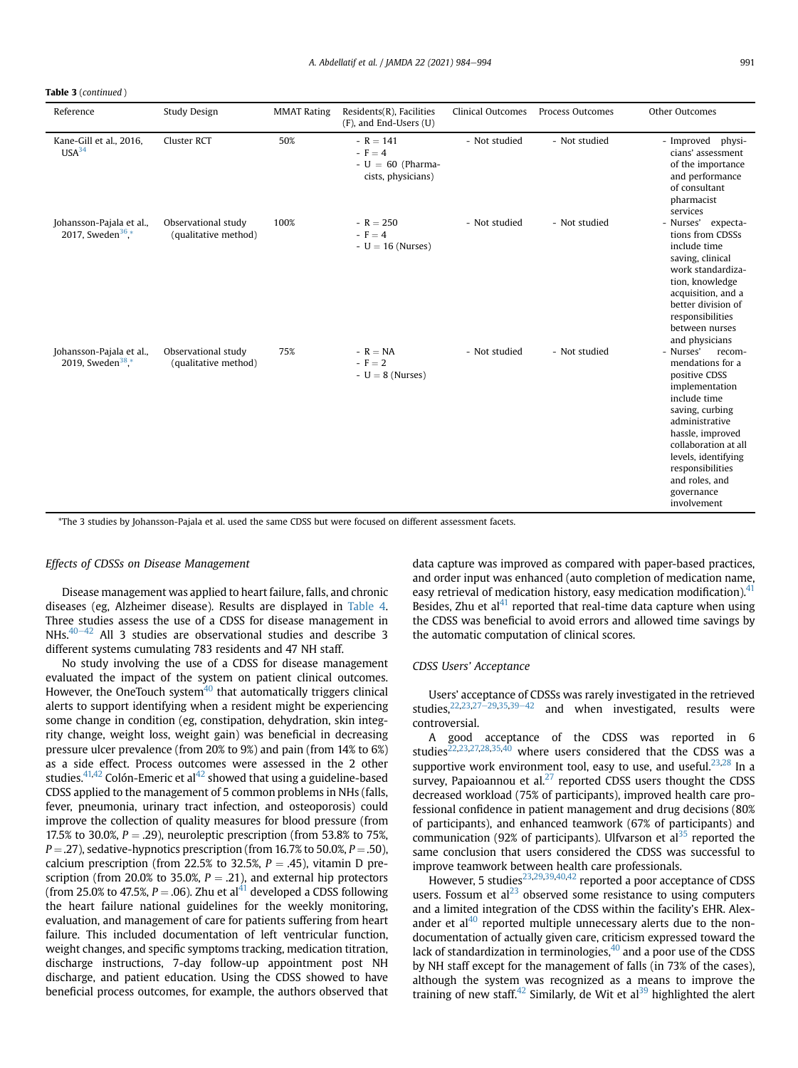**Table 3** (*continued*)

| Reference | Study Design | MMAT Rating | Residents(R), Facilities (F), and End-Users (U) | Clinical Outcomes | Process Outcomes | Other Outcomes |
|---|---|---|---|---|---|---|
| Kane-Gill et al., 2016, USA[34] | Cluster RCT | 50% | - R = 141<br>- F = 4<br>- U = 60 (Pharmacists, physicians) | - Not studied | - Not studied | - Improved physicians' assessment of the importance and performance of consultant pharmacist services |
| Johansson-Pajala et al., 2017, Sweden[36,*] | Observational study (qualitative method) | 100% | - R = 250<br>- F = 4<br>- U = 16 (Nurses) | - Not studied | - Not studied | - Nurses' expectations from CDSSs include time saving, clinical work standardization, knowledge acquisition, and a better division of responsibilities between nurses and physicians |
| Johansson-Pajala et al., 2019, Sweden[38,*] | Observational study (qualitative method) | 75% | - R = NA<br>- F = 2<br>- U = 8 (Nurses) | - Not studied | - Not studied | - Nurses' recommendations for a positive CDSS implementation include time saving, curbing administrative hassle, improved collaboration at all levels, identifying responsibilities and roles, and governance involvement |

*The 3 studies by Johansson-Pajala et al. used the same CDSS but were focused on different assessment facets.

### Effects of CDSSs on Disease Management

Disease management was applied to heart failure, falls, and chronic diseases (eg, Alzheimer disease). Results are displayed in Table 4. Three studies assess the use of a CDSS for disease management in NHs.[40–42] All 3 studies are observational studies and describe 3 different systems cumulating 783 residents and 47 NH staff.

No study involving the use of a CDSS for disease management evaluated the impact of the system on patient clinical outcomes. However, the OneTouch system[40] that automatically triggers clinical alerts to support identifying when a resident might be experiencing some change in condition (eg, constipation, dehydration, skin integrity change, weight loss, weight gain) was beneficial in decreasing pressure ulcer prevalence (from 20% to 9%) and pain (from 14% to 6%) as a side effect. Process outcomes were assessed in the 2 other studies.[41,42] Colón-Emeric et al[42] showed that using a guideline-based CDSS applied to the management of 5 common problems in NHs (falls, fever, pneumonia, urinary tract infection, and osteoporosis) could improve the collection of quality measures for blood pressure (from 17.5% to 30.0%, $P = .29$), neuroleptic prescription (from 53.8% to 75%, $P = .27$), sedative-hypnotics prescription (from 16.7% to 50.0%, $P = .50$), calcium prescription (from 22.5% to 32.5%, $P = .45$), vitamin D prescription (from 20.0% to 35.0%, $P = .21$), and external hip protectors (from 25.0% to 47.5%, $P = .06$). Zhu et al[41] developed a CDSS following the heart failure national guidelines for the weekly monitoring, evaluation, and management of care for patients suffering from heart failure. This included documentation of left ventricular function, weight changes, and specific symptoms tracking, medication titration, discharge instructions, 7-day follow-up appointment post NH discharge, and patient education. Using the CDSS showed to have beneficial process outcomes, for example, the authors observed that data capture was improved as compared with paper-based practices, and order input was enhanced (auto completion of medication name, easy retrieval of medication history, easy medication modification).[41] Besides, Zhu et al[41] reported that real-time data capture when using the CDSS was beneficial to avoid errors and allowed time savings by the automatic computation of clinical scores.

### CDSS Users' Acceptance

Users' acceptance of CDSSs was rarely investigated in the retrieved studies,[22,23,27–29,35,39–42] and when investigated, results were controversial.

A good acceptance of the CDSS was reported in 6 studies[22,23,27,28,35,40] where users considered that the CDSS was a supportive work environment tool, easy to use, and useful.[23,28] In a survey, Papaioannou et al.[27] reported CDSS users thought the CDSS decreased workload (75% of participants), improved health care professional confidence in patient management and drug decisions (80% of participants), and enhanced teamwork (67% of participants) and communication (92% of participants). Ulfvarson et al[35] reported the same conclusion that users considered the CDSS was successful to improve teamwork between health care professionals.

However, 5 studies[23,29,39,40,42] reported a poor acceptance of CDSS users. Fossum et al[23] observed some resistance to using computers and a limited integration of the CDSS within the facility's EHR. Alexander et al[40] reported multiple unnecessary alerts due to the non-documentation of actually given care, criticism expressed toward the lack of standardization in terminologies,[40] and a poor use of the CDSS by NH staff except for the management of falls (in 73% of the cases), although the system was recognized as a means to improve the training of new staff.[42] Similarly, de Wit et al[39] highlighted the alert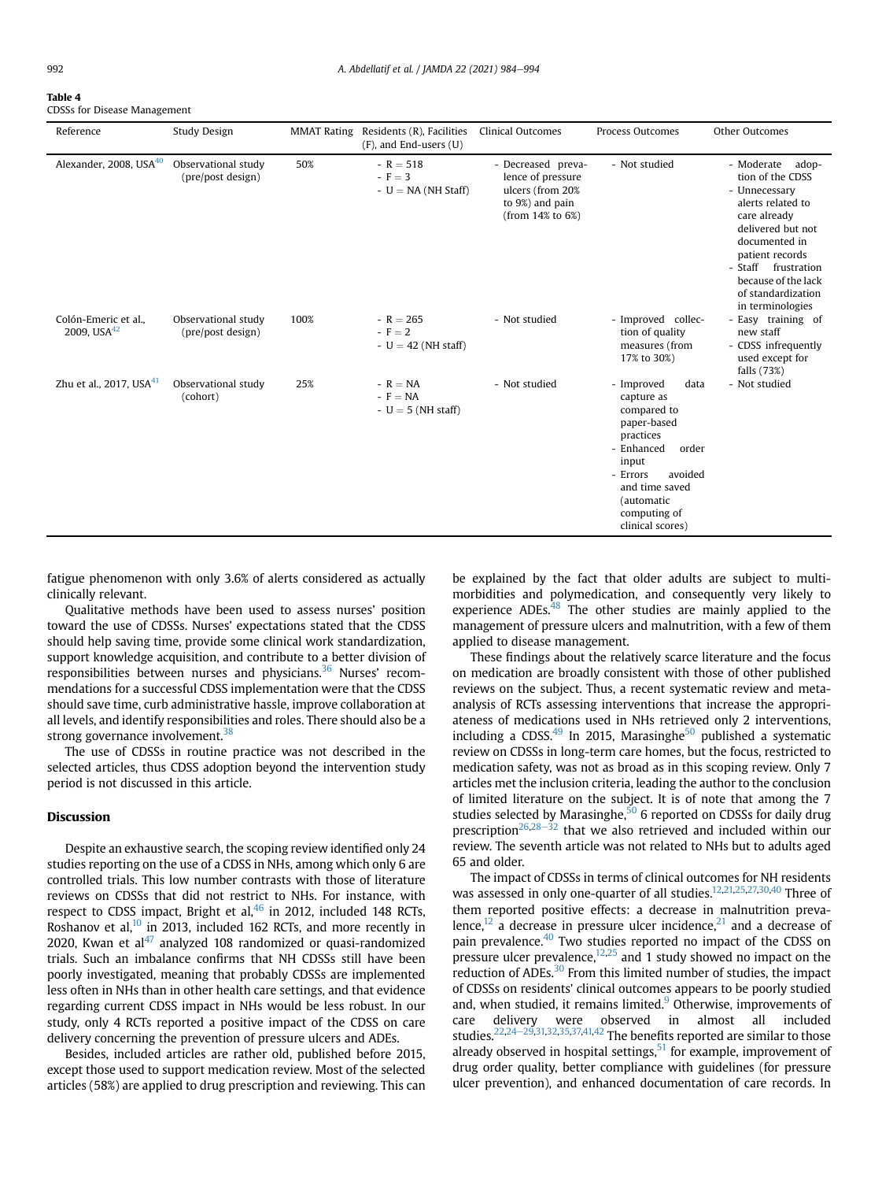**Table 4**
CDSSs for Disease Management

| Reference | Study Design | MMAT Rating | Residents (R), Facilities (F), and End-users (U) | Clinical Outcomes | Process Outcomes | Other Outcomes |
|---|---|---|---|---|---|---|
| Alexander, 2008, USA[40] | Observational study (pre/post design) | 50% | - R = 518<br>- F = 3<br>- U = NA (NH Staff) | - Decreased prevalence of pressure ulcers (from 20% to 9%) and pain (from 14% to 6%) | - Not studied | - Moderate adoption of the CDSS<br>- Unnecessary alerts related to care already delivered but not documented in patient records<br>- Staff frustration because of the lack of standardization in terminologies |
| Colón-Emeric et al., 2009, USA[42] | Observational study (pre/post design) | 100% | - R = 265<br>- F = 2<br>- U = 42 (NH staff) | - Not studied | - Improved collection of quality measures (from 17% to 30%) | - Easy training of new staff<br>- CDSS infrequently used except for falls (73%) |
| Zhu et al., 2017, USA[41] | Observational study (cohort) | 25% | - R = NA<br>- F = NA<br>- U = 5 (NH staff) | - Not studied | - Improved data capture as compared to paper-based practices<br>- Enhanced order input<br>- Errors avoided and time saved (automatic computing of clinical scores) | - Not studied |

fatigue phenomenon with only 3.6% of alerts considered as actually clinically relevant.

Qualitative methods have been used to assess nurses' position toward the use of CDSSs. Nurses' expectations stated that the CDSS should help saving time, provide some clinical work standardization, support knowledge acquisition, and contribute to a better division of responsibilities between nurses and physicians.[36] Nurses' recommendations for a successful CDSS implementation were that the CDSS should save time, curb administrative hassle, improve collaboration at all levels, and identify responsibilities and roles. There should also be a strong governance involvement.[38]

The use of CDSSs in routine practice was not described in the selected articles, thus CDSS adoption beyond the intervention study period is not discussed in this article.

## Discussion

Despite an exhaustive search, the scoping review identified only 24 studies reporting on the use of a CDSS in NHs, among which only 6 are controlled trials. This low number contrasts with those of literature reviews on CDSSs that did not restrict to NHs. For instance, with respect to CDSS impact, Bright et al,[46] in 2012, included 148 RCTs, Roshanov et al,[10] in 2013, included 162 RCTs, and more recently in 2020, Kwan et al[47] analyzed 108 randomized or quasi-randomized trials. Such an imbalance confirms that NH CDSSs still have been poorly investigated, meaning that probably CDSSs are implemented less often in NHs than in other health care settings, and that evidence regarding current CDSS impact in NHs would be less robust. In our study, only 4 RCTs reported a positive impact of the CDSS on care delivery concerning the prevention of pressure ulcers and ADEs.

Besides, included articles are rather old, published before 2015, except those used to support medication review. Most of the selected articles (58%) are applied to drug prescription and reviewing. This can be explained by the fact that older adults are subject to multimorbidities and polymedication, and consequently very likely to experience ADEs.[48] The other studies are mainly applied to the management of pressure ulcers and malnutrition, with a few of them applied to disease management.

These findings about the relatively scarce literature and the focus on medication are broadly consistent with those of other published reviews on the subject. Thus, a recent systematic review and meta-analysis of RCTs assessing interventions that increase the appropriateness of medications used in NHs retrieved only 2 interventions, including a CDSS.[49] In 2015, Marasinghe[50] published a systematic review on CDSSs in long-term care homes, but the focus, restricted to medication safety, was not as broad as in this scoping review. Only 7 articles met the inclusion criteria, leading the author to the conclusion of limited literature on the subject. It is of note that among the 7 studies selected by Marasinghe,[50] 6 reported on CDSSs for daily drug prescription[26,28–32] that we also retrieved and included within our review. The seventh article was not related to NHs but to adults aged 65 and older.

The impact of CDSSs in terms of clinical outcomes for NH residents was assessed in only one-quarter of all studies.[12,21,25,27,30,40] Three of them reported positive effects: a decrease in malnutrition prevalence,[12] a decrease in pressure ulcer incidence,[21] and a decrease of pain prevalence.[40] Two studies reported no impact of the CDSS on pressure ulcer prevalence,[12,25] and 1 study showed no impact on the reduction of ADEs.[30] From this limited number of studies, the impact of CDSSs on residents' clinical outcomes appears to be poorly studied and, when studied, it remains limited.[9] Otherwise, improvements of care delivery were observed in almost all included studies.[22,24–29,31,32,35,37,41,42] The benefits reported are similar to those already observed in hospital settings,[51] for example, improvement of drug order quality, better compliance with guidelines (for pressure ulcer prevention), and enhanced documentation of care records. In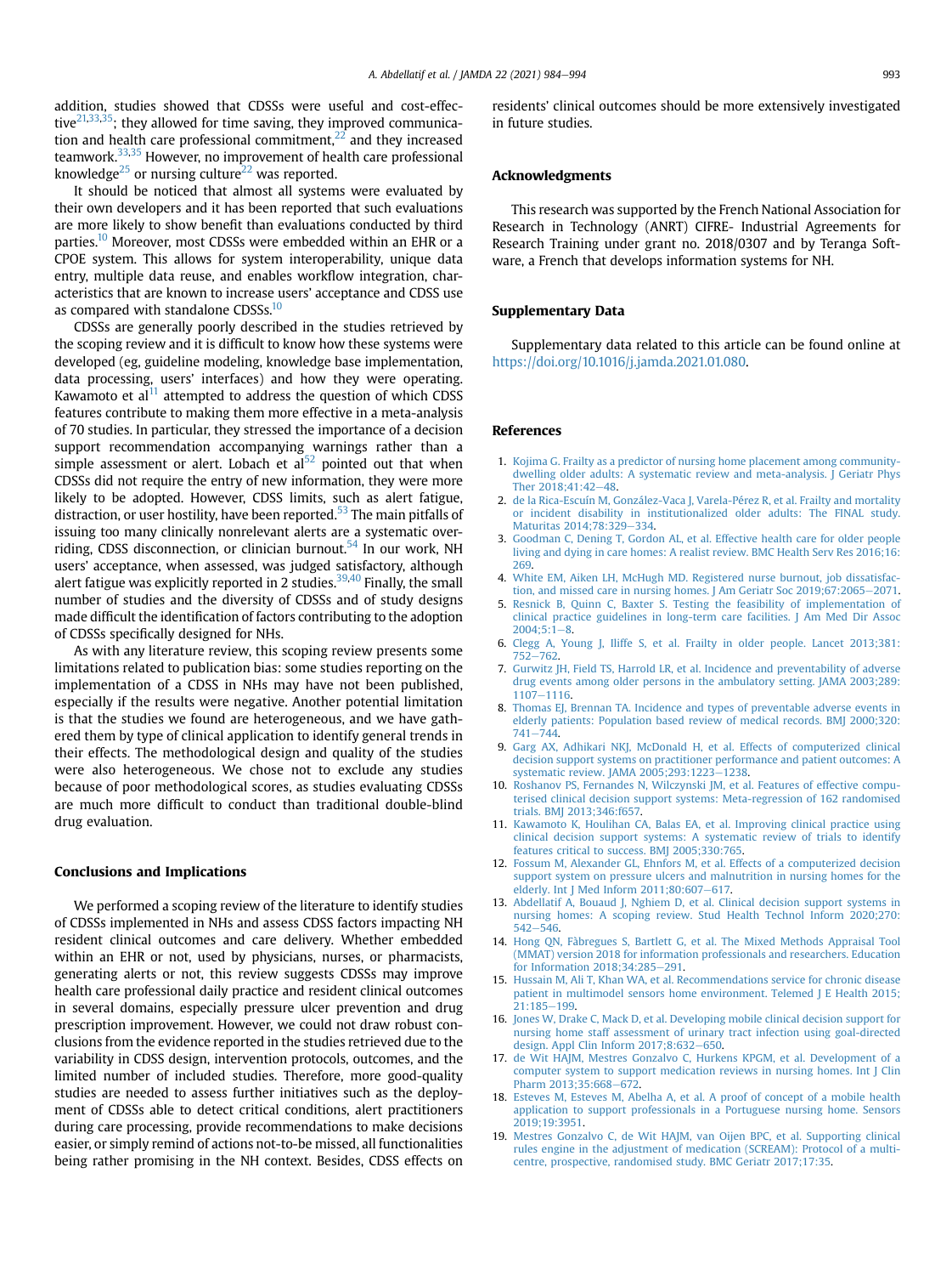addition, studies showed that CDSSs were useful and cost-effective[21,33,35]; they allowed for time saving, they improved communication and health care professional commitment,[22] and they increased teamwork.[33,35] However, no improvement of health care professional knowledge[25] or nursing culture[22] was reported.

It should be noticed that almost all systems were evaluated by their own developers and it has been reported that such evaluations are more likely to show benefit than evaluations conducted by third parties.[10] Moreover, most CDSSs were embedded within an EHR or a CPOE system. This allows for system interoperability, unique data entry, multiple data reuse, and enables workflow integration, characteristics that are known to increase users' acceptance and CDSS use as compared with standalone CDSSs.[10]

CDSSs are generally poorly described in the studies retrieved by the scoping review and it is difficult to know how these systems were developed (eg, guideline modeling, knowledge base implementation, data processing, users' interfaces) and how they were operating. Kawamoto et al[11] attempted to address the question of which CDSS features contribute to making them more effective in a meta-analysis of 70 studies. In particular, they stressed the importance of a decision support recommendation accompanying warnings rather than a simple assessment or alert. Lobach et al[52] pointed out that when CDSSs did not require the entry of new information, they were more likely to be adopted. However, CDSS limits, such as alert fatigue, distraction, or user hostility, have been reported.[53] The main pitfalls of issuing too many clinically nonrelevant alerts are a systematic overriding, CDSS disconnection, or clinician burnout.[54] In our work, NH users' acceptance, when assessed, was judged satisfactory, although alert fatigue was explicitly reported in 2 studies.[39,40] Finally, the small number of studies and the diversity of CDSSs and of study designs made difficult the identification of factors contributing to the adoption of CDSSs specifically designed for NHs.

As with any literature review, this scoping review presents some limitations related to publication bias: some studies reporting on the implementation of a CDSS in NHs may have not been published, especially if the results were negative. Another potential limitation is that the studies we found are heterogeneous, and we have gathered them by type of clinical application to identify general trends in their effects. The methodological design and quality of the studies were also heterogeneous. We chose not to exclude any studies because of poor methodological scores, as studies evaluating CDSSs are much more difficult to conduct than traditional double-blind drug evaluation.

## Conclusions and Implications

We performed a scoping review of the literature to identify studies of CDSSs implemented in NHs and assess CDSS factors impacting NH resident clinical outcomes and care delivery. Whether embedded within an EHR or not, used by physicians, nurses, or pharmacists, generating alerts or not, this review suggests CDSSs may improve health care professional daily practice and resident clinical outcomes in several domains, especially pressure ulcer prevention and drug prescription improvement. However, we could not draw robust conclusions from the evidence reported in the studies retrieved due to the variability in CDSS design, intervention protocols, outcomes, and the limited number of included studies. Therefore, more good-quality studies are needed to assess further initiatives such as the deployment of CDSSs able to detect critical conditions, alert practitioners during care processing, provide recommendations to make decisions easier, or simply remind of actions not-to-be missed, all functionalities being rather promising in the NH context. Besides, CDSS effects on residents' clinical outcomes should be more extensively investigated in future studies.

## Acknowledgments

This research was supported by the French National Association for Research in Technology (ANRT) CIFRE- Industrial Agreements for Research Training under grant no. 2018/0307 and by Teranga Software, a French that develops information systems for NH.

## Supplementary Data

Supplementary data related to this article can be found online at https://doi.org/10.1016/j.jamda.2021.01.080.

## References

1. Kojima G. Frailty as a predictor of nursing home placement among community-dwelling older adults: A systematic review and meta-analysis. J Geriatr Phys Ther 2018;41:42–48.
2. de la Rica-Escuín M, González-Vaca J, Varela-Pérez R, et al. Frailty and mortality or incident disability in institutionalized older adults: The FINAL study. Maturitas 2014;78:329–334.
3. Goodman C, Dening T, Gordon AL, et al. Effective health care for older people living and dying in care homes: A realist review. BMC Health Serv Res 2016;16:269.
4. White EM, Aiken LH, McHugh MD. Registered nurse burnout, job dissatisfaction, and missed care in nursing homes. J Am Geriatr Soc 2019;67:2065–2071.
5. Resnick B, Quinn C, Baxter S. Testing the feasibility of implementation of clinical practice guidelines in long-term care facilities. J Am Med Dir Assoc 2004;5:1–8.
6. Clegg A, Young J, Iliffe S, et al. Frailty in older people. Lancet 2013;381:752–762.
7. Gurwitz JH, Field TS, Harrold LR, et al. Incidence and preventability of adverse drug events among older persons in the ambulatory setting. JAMA 2003;289:1107–1116.
8. Thomas EJ, Brennan TA. Incidence and types of preventable adverse events in elderly patients: Population based review of medical records. BMJ 2000;320:741–744.
9. Garg AX, Adhikari NKJ, McDonald H, et al. Effects of computerized clinical decision support systems on practitioner performance and patient outcomes: A systematic review. JAMA 2005;293:1223–1238.
10. Roshanov PS, Fernandes N, Wilczynski JM, et al. Features of effective computerised clinical decision support systems: Meta-regression of 162 randomised trials. BMJ 2013;346:f657.
11. Kawamoto K, Houlihan CA, Balas EA, et al. Improving clinical practice using clinical decision support systems: A systematic review of trials to identify features critical to success. BMJ 2005;330:765.
12. Fossum M, Alexander GL, Ehnfors M, et al. Effects of a computerized decision support system on pressure ulcers and malnutrition in nursing homes for the elderly. Int J Med Inform 2011;80:607–617.
13. Abdellatif A, Bouaud J, Nghiem D, et al. Clinical decision support systems in nursing homes: A scoping review. Stud Health Technol Inform 2020;270:542–546.
14. Hong QN, Fàbregues S, Bartlett G, et al. The Mixed Methods Appraisal Tool (MMAT) version 2018 for information professionals and researchers. Education for Information 2018;34:285–291.
15. Hussain M, Ali T, Khan WA, et al. Recommendations service for chronic disease patient in multimodel sensors home environment. Telemed J E Health 2015;21:185–199.
16. Jones W, Drake C, Mack D, et al. Developing mobile clinical decision support for nursing home staff assessment of urinary tract infection using goal-directed design. Appl Clin Inform 2017;8:632–650.
17. de Wit HAJM, Mestres Gonzalvo C, Hurkens KPGM, et al. Development of a computer system to support medication reviews in nursing homes. Int J Clin Pharm 2013;35:668–672.
18. Esteves M, Esteves M, Abelha A, et al. A proof of concept of a mobile health application to support professionals in a Portuguese nursing home. Sensors 2019;19:3951.
19. Mestres Gonzalvo C, de Wit HAJM, van Oijen BPC, et al. Supporting clinical rules engine in the adjustment of medication (SCREAM): Protocol of a multi-centre, prospective, randomised study. BMC Geriatr 2017;17:35.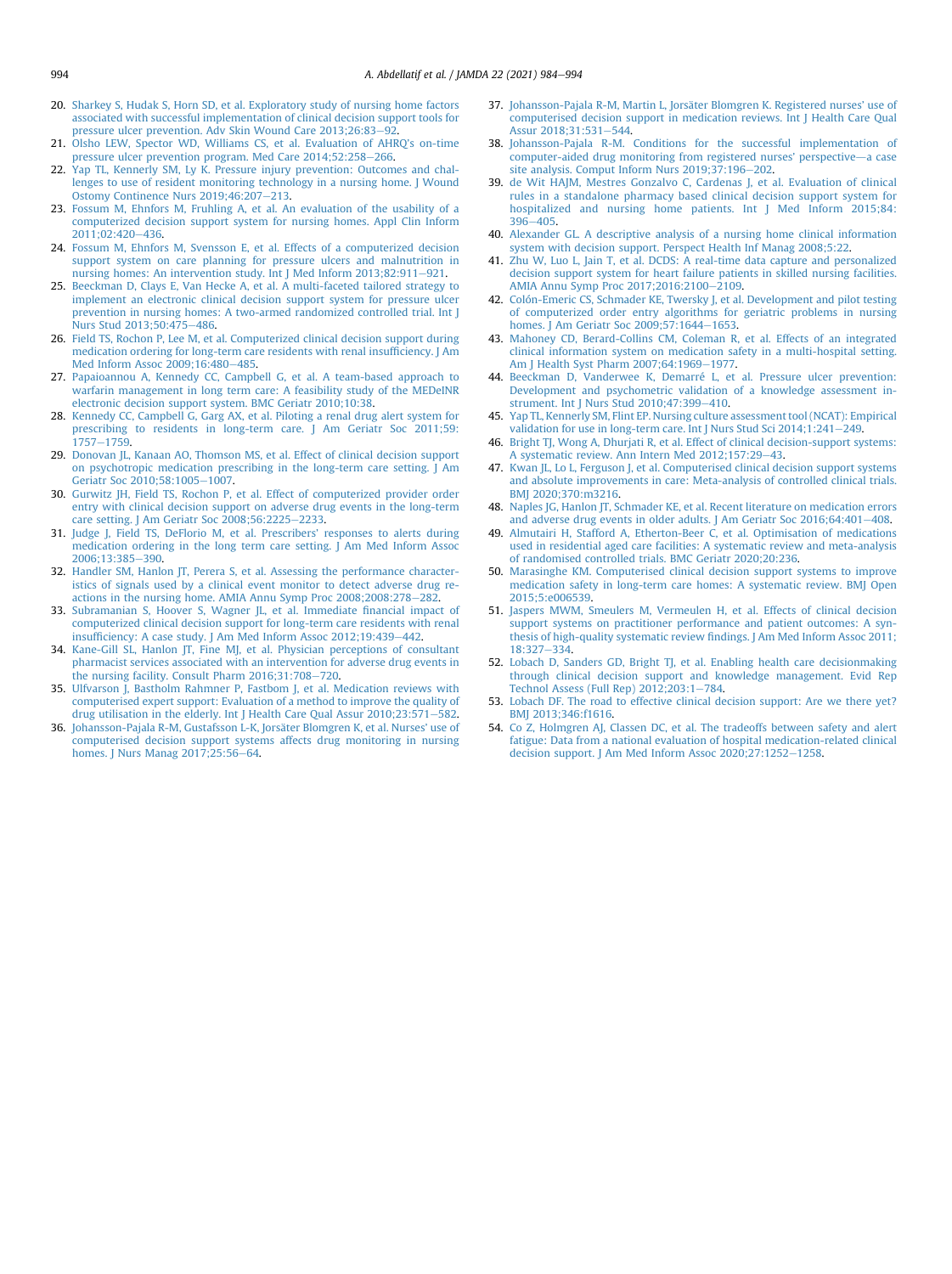20. Sharkey S, Hudak S, Horn SD, et al. Exploratory study of nursing home factors associated with successful implementation of clinical decision support tools for pressure ulcer prevention. Adv Skin Wound Care 2013;26:83–92.
21. Olsho LEW, Spector WD, Williams CS, et al. Evaluation of AHRQ's on-time pressure ulcer prevention program. Med Care 2014;52:258–266.
22. Yap TL, Kennerly SM, Ly K. Pressure injury prevention: Outcomes and challenges to use of resident monitoring technology in a nursing home. J Wound Ostomy Continence Nurs 2019;46:207–213.
23. Fossum M, Ehnfors M, Fruhling A, et al. An evaluation of the usability of a computerized decision support system for nursing homes. Appl Clin Inform 2011;02:420–436.
24. Fossum M, Ehnfors M, Svensson E, et al. Effects of a computerized decision support system on care planning for pressure ulcers and malnutrition in nursing homes: An intervention study. Int J Med Inform 2013;82:911–921.
25. Beeckman D, Clays E, Van Hecke A, et al. A multi-faceted tailored strategy to implement an electronic clinical decision support system for pressure ulcer prevention in nursing homes: A two-armed randomized controlled trial. Int J Nurs Stud 2013;50:475–486.
26. Field TS, Rochon P, Lee M, et al. Computerized clinical decision support during medication ordering for long-term care residents with renal insufficiency. J Am Med Inform Assoc 2009;16:480–485.
27. Papaioannou A, Kennedy CC, Campbell G, et al. A team-based approach to warfarin management in long term care: A feasibility study of the MEDeINR electronic decision support system. BMC Geriatr 2010;10:38.
28. Kennedy CC, Campbell G, Garg AX, et al. Piloting a renal drug alert system for prescribing to residents in long-term care. J Am Geriatr Soc 2011;59:1757–1759.
29. Donovan JL, Kanaan AO, Thomson MS, et al. Effect of clinical decision support on psychotropic medication prescribing in the long-term care setting. J Am Geriatr Soc 2010;58:1005–1007.
30. Gurwitz JH, Field TS, Rochon P, et al. Effect of computerized provider order entry with clinical decision support on adverse drug events in the long-term care setting. J Am Geriatr Soc 2008;56:2225–2233.
31. Judge J, Field TS, DeFlorio M, et al. Prescribers' responses to alerts during medication ordering in the long term care setting. J Am Med Inform Assoc 2006;13:385–390.
32. Handler SM, Hanlon JT, Perera S, et al. Assessing the performance characteristics of signals used by a clinical event monitor to detect adverse drug reactions in the nursing home. AMIA Annu Symp Proc 2008;2008:278–282.
33. Subramanian S, Hoover S, Wagner JL, et al. Immediate financial impact of computerized clinical decision support for long-term care residents with renal insufficiency: A case study. J Am Med Inform Assoc 2012;19:439–442.
34. Kane-Gill SL, Hanlon JT, Fine MJ, et al. Physician perceptions of consultant pharmacist services associated with an intervention for adverse drug events in the nursing facility. Consult Pharm 2016;31:708–720.
35. Ulfvarson J, Bastholm Rahmner P, Fastbom J, et al. Medication reviews with computerised expert support: Evaluation of a method to improve the quality of drug utilisation in the elderly. Int J Health Care Qual Assur 2010;23:571–582.
36. Johansson-Pajala R-M, Gustafsson L-K, Jorsäter Blomgren K, et al. Nurses' use of computerised decision support systems affects drug monitoring in nursing homes. J Nurs Manag 2017;25:56–64.
37. Johansson-Pajala R-M, Martin L, Jorsäter Blomgren K. Registered nurses' use of computerised decision support in medication reviews. Int J Health Care Qual Assur 2018;31:531–544.
38. Johansson-Pajala R-M. Conditions for the successful implementation of computer-aided drug monitoring from registered nurses' perspective—a case site analysis. Comput Inform Nurs 2019;37:196–202.
39. de Wit HAJM, Mestres Gonzalvo C, Cardenas J, et al. Evaluation of clinical rules in a standalone pharmacy based clinical decision support system for hospitalized and nursing home patients. Int J Med Inform 2015;84:396–405.
40. Alexander GL. A descriptive analysis of a nursing home clinical information system with decision support. Perspect Health Inf Manag 2008;5:22.
41. Zhu W, Luo L, Jain T, et al. DCDS: A real-time data capture and personalized decision support system for heart failure patients in skilled nursing facilities. AMIA Annu Symp Proc 2017;2016:2100–2109.
42. Colón-Emeric CS, Schmader KE, Twersky J, et al. Development and pilot testing of computerized order entry algorithms for geriatric problems in nursing homes. J Am Geriatr Soc 2009;57:1644–1653.
43. Mahoney CD, Berard-Collins CM, Coleman R, et al. Effects of an integrated clinical information system on medication safety in a multi-hospital setting. Am J Health Syst Pharm 2007;64:1969–1977.
44. Beeckman D, Vanderwee K, Demarré L, et al. Pressure ulcer prevention: Development and psychometric validation of a knowledge assessment instrument. Int J Nurs Stud 2010;47:399–410.
45. Yap TL, Kennerly SM, Flint EP. Nursing culture assessment tool (NCAT): Empirical validation for use in long-term care. Int J Nurs Stud Sci 2014;1:241–249.
46. Bright TJ, Wong A, Dhurjati R, et al. Effect of clinical decision-support systems: A systematic review. Ann Intern Med 2012;157:29–43.
47. Kwan JL, Lo L, Ferguson J, et al. Computerised clinical decision support systems and absolute improvements in care: Meta-analysis of controlled clinical trials. BMJ 2020;370:m3216.
48. Naples JG, Hanlon JT, Schmader KE, et al. Recent literature on medication errors and adverse drug events in older adults. J Am Geriatr Soc 2016;64:401–408.
49. Almutairi H, Stafford A, Etherton-Beer C, et al. Optimisation of medications used in residential aged care facilities: A systematic review and meta-analysis of randomised controlled trials. BMC Geriatr 2020;20:236.
50. Marasinghe KM. Computerised clinical decision support systems to improve medication safety in long-term care homes: A systematic review. BMJ Open 2015;5:e006539.
51. Jaspers MWM, Smeulers M, Vermeulen H, et al. Effects of clinical decision support systems on practitioner performance and patient outcomes: A synthesis of high-quality systematic review findings. J Am Med Inform Assoc 2011;18:327–334.
52. Lobach D, Sanders GD, Bright TJ, et al. Enabling health care decisionmaking through clinical decision support and knowledge management. Evid Rep Technol Assess (Full Rep) 2012;203:1–784.
53. Lobach DF. The road to effective clinical decision support: Are we there yet? BMJ 2013;346:f1616.
54. Co Z, Holmgren AJ, Classen DC, et al. The tradeoffs between safety and alert fatigue: Data from a national evaluation of hospital medication-related clinical decision support. J Am Med Inform Assoc 2020;27:1252–1258.